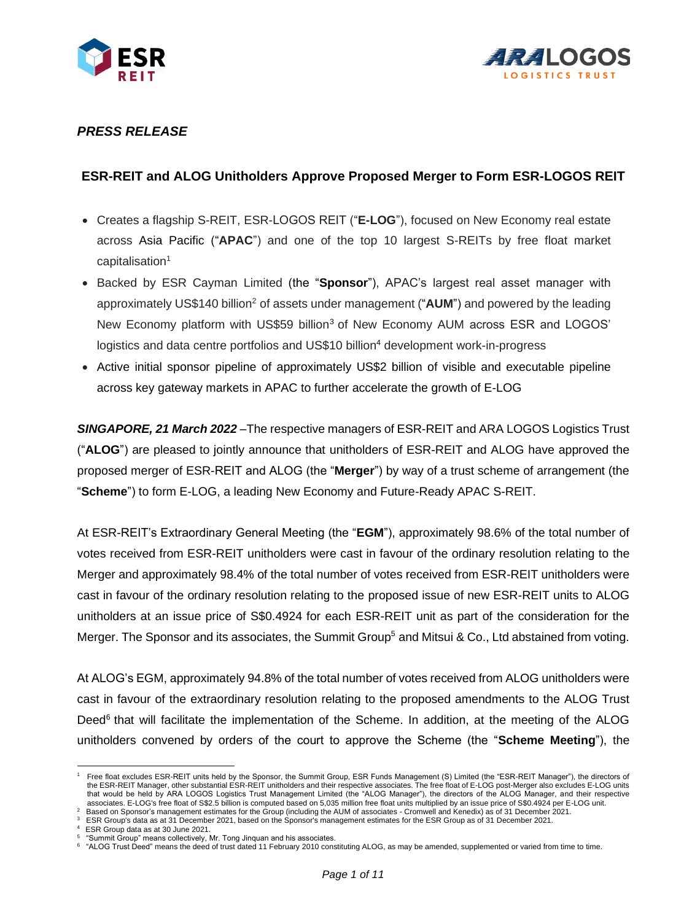*PRESS RELEASE*

## ESR-REIT and ALOG Unitholders Approve Proposed Merger to Form ESR-LOGOS REIT

- Creates a flagship S-REIT, ESR-LOGOS REIT ("**E-LOG**"), focused on New Economy real estate across Asia Pacific ("**APAC**") and one of the top 10 largest S-REITs by free float market capitalisation[1]
- Backed by ESR Cayman Limited (the "**Sponsor**"), APAC's largest real asset manager with approximately US$140 billion[2] of assets under management ("**AUM**") and powered by the leading New Economy platform with US$59 billion[3] of New Economy AUM across ESR and LOGOS' logistics and data centre portfolios and US$10 billion[4] development work-in-progress
- Active initial sponsor pipeline of approximately US$2 billion of visible and executable pipeline across key gateway markets in APAC to further accelerate the growth of E-LOG

***SINGAPORE, 21 March 2022*** –The respective managers of ESR-REIT and ARA LOGOS Logistics Trust ("**ALOG**") are pleased to jointly announce that unitholders of ESR-REIT and ALOG have approved the proposed merger of ESR-REIT and ALOG (the "**Merger**") by way of a trust scheme of arrangement (the "**Scheme**") to form E-LOG, a leading New Economy and Future-Ready APAC S-REIT.

At ESR-REIT's Extraordinary General Meeting (the "**EGM**"), approximately 98.6% of the total number of votes received from ESR-REIT unitholders were cast in favour of the ordinary resolution relating to the Merger and approximately 98.4% of the total number of votes received from ESR-REIT unitholders were cast in favour of the ordinary resolution relating to the proposed issue of new ESR-REIT units to ALOG unitholders at an issue price of S$0.4924 for each ESR-REIT unit as part of the consideration for the Merger. The Sponsor and its associates, the Summit Group[5] and Mitsui & Co., Ltd abstained from voting.

At ALOG's EGM, approximately 94.8% of the total number of votes received from ALOG unitholders were cast in favour of the extraordinary resolution relating to the proposed amendments to the ALOG Trust Deed[6] that will facilitate the implementation of the Scheme. In addition, at the meeting of the ALOG unitholders convened by orders of the court to approve the Scheme (the "**Scheme Meeting**"), the

---

[1] Free float excludes ESR-REIT units held by the Sponsor, the Summit Group, ESR Funds Management (S) Limited (the "ESR-REIT Manager"), the directors of the ESR-REIT Manager, other substantial ESR-REIT unitholders and their respective associates. The free float of E-LOG post-Merger also excludes E-LOG units that would be held by ARA LOGOS Logistics Trust Management Limited (the "ALOG Manager"), the directors of the ALOG Manager, and their respective associates. E-LOG's free float of S$2.5 billion is computed based on 5,035 million free float units multiplied by an issue price of S$0.4924 per E-LOG unit.

[2] Based on Sponsor's management estimates for the Group (including the AUM of associates - Cromwell and Kenedix) as of 31 December 2021.

[3] ESR Group's data as at 31 December 2021, based on the Sponsor's management estimates for the ESR Group as of 31 December 2021.

[4] ESR Group data as at 30 June 2021.

[5] "Summit Group" means collectively, Mr. Tong Jinquan and his associates.

[6] "ALOG Trust Deed" means the deed of trust dated 11 February 2010 constituting ALOG, as may be amended, supplemented or varied from time to time.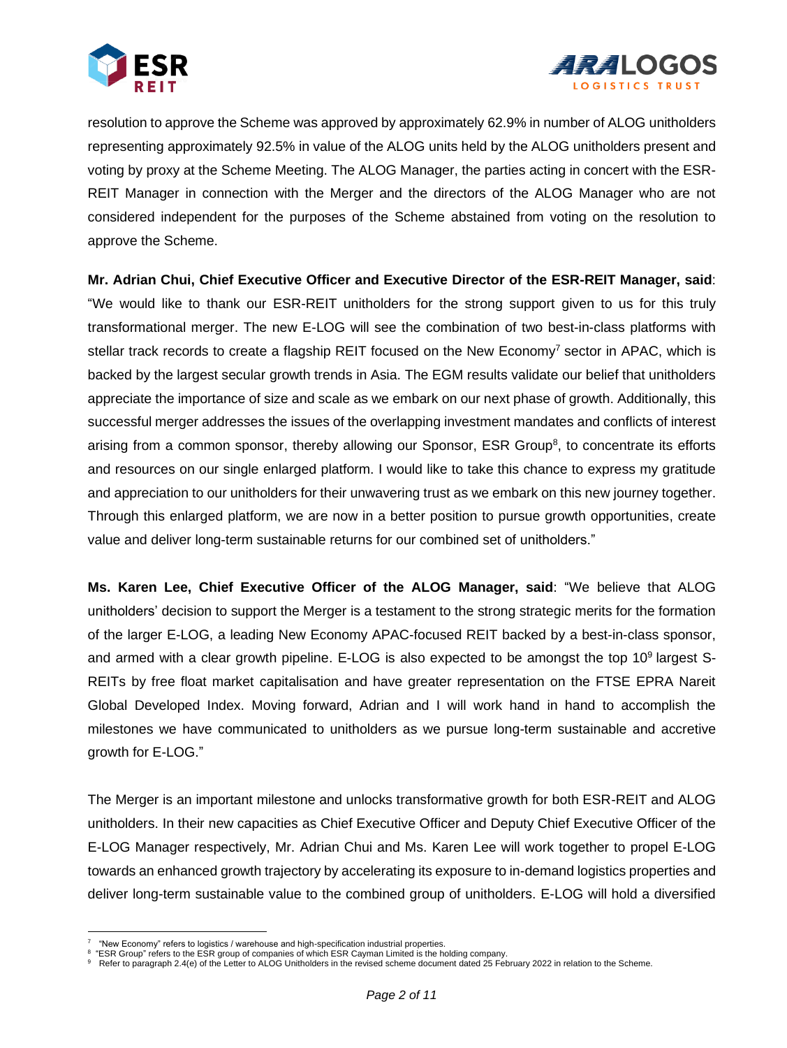resolution to approve the Scheme was approved by approximately 62.9% in number of ALOG unitholders representing approximately 92.5% in value of the ALOG units held by the ALOG unitholders present and voting by proxy at the Scheme Meeting. The ALOG Manager, the parties acting in concert with the ESR-REIT Manager in connection with the Merger and the directors of the ALOG Manager who are not considered independent for the purposes of the Scheme abstained from voting on the resolution to approve the Scheme.

**Mr. Adrian Chui, Chief Executive Officer and Executive Director of the ESR-REIT Manager, said**: "We would like to thank our ESR-REIT unitholders for the strong support given to us for this truly transformational merger. The new E-LOG will see the combination of two best-in-class platforms with stellar track records to create a flagship REIT focused on the New Economy[7] sector in APAC, which is backed by the largest secular growth trends in Asia. The EGM results validate our belief that unitholders appreciate the importance of size and scale as we embark on our next phase of growth. Additionally, this successful merger addresses the issues of the overlapping investment mandates and conflicts of interest arising from a common sponsor, thereby allowing our Sponsor, ESR Group[8], to concentrate its efforts and resources on our single enlarged platform. I would like to take this chance to express my gratitude and appreciation to our unitholders for their unwavering trust as we embark on this new journey together. Through this enlarged platform, we are now in a better position to pursue growth opportunities, create value and deliver long-term sustainable returns for our combined set of unitholders."

**Ms. Karen Lee, Chief Executive Officer of the ALOG Manager, said**: "We believe that ALOG unitholders' decision to support the Merger is a testament to the strong strategic merits for the formation of the larger E-LOG, a leading New Economy APAC-focused REIT backed by a best-in-class sponsor, and armed with a clear growth pipeline. E-LOG is also expected to be amongst the top 10[9] largest S-REITs by free float market capitalisation and have greater representation on the FTSE EPRA Nareit Global Developed Index. Moving forward, Adrian and I will work hand in hand to accomplish the milestones we have communicated to unitholders as we pursue long-term sustainable and accretive growth for E-LOG."

The Merger is an important milestone and unlocks transformative growth for both ESR-REIT and ALOG unitholders. In their new capacities as Chief Executive Officer and Deputy Chief Executive Officer of the E-LOG Manager respectively, Mr. Adrian Chui and Ms. Karen Lee will work together to propel E-LOG towards an enhanced growth trajectory by accelerating its exposure to in-demand logistics properties and deliver long-term sustainable value to the combined group of unitholders. E-LOG will hold a diversified

[7] "New Economy" refers to logistics / warehouse and high-specification industrial properties.
[8] "ESR Group" refers to the ESR group of companies of which ESR Cayman Limited is the holding company.
[9] Refer to paragraph 2.4(e) of the Letter to ALOG Unitholders in the revised scheme document dated 25 February 2022 in relation to the Scheme.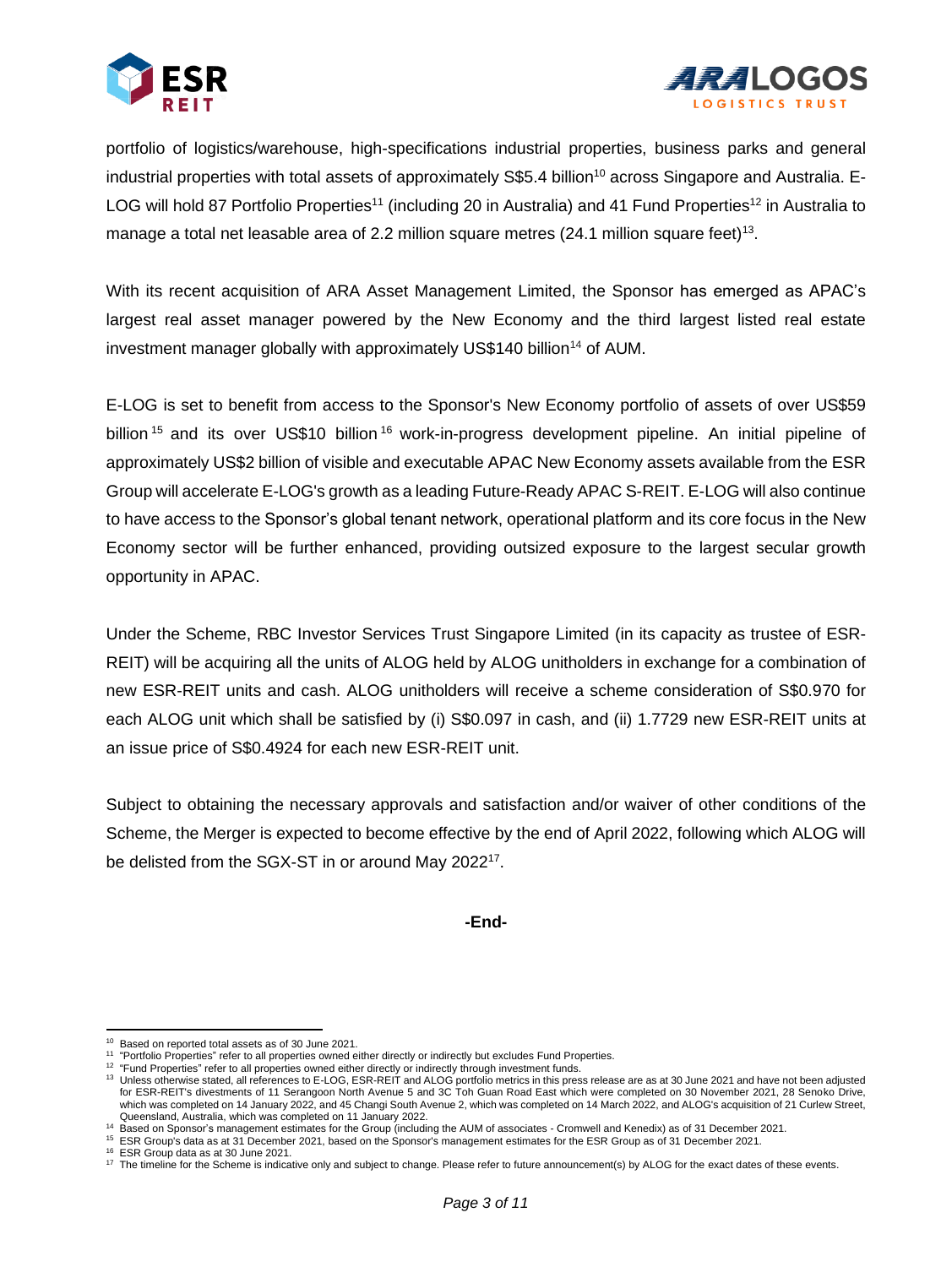portfolio of logistics/warehouse, high-specifications industrial properties, business parks and general industrial properties with total assets of approximately S$5.4 billion[10] across Singapore and Australia. E-LOG will hold 87 Portfolio Properties[11] (including 20 in Australia) and 41 Fund Properties[12] in Australia to manage a total net leasable area of 2.2 million square metres (24.1 million square feet)[13].

With its recent acquisition of ARA Asset Management Limited, the Sponsor has emerged as APAC's largest real asset manager powered by the New Economy and the third largest listed real estate investment manager globally with approximately US$140 billion[14] of AUM.

E-LOG is set to benefit from access to the Sponsor's New Economy portfolio of assets of over US$59 billion[15] and its over US$10 billion[16] work-in-progress development pipeline. An initial pipeline of approximately US$2 billion of visible and executable APAC New Economy assets available from the ESR Group will accelerate E-LOG's growth as a leading Future-Ready APAC S-REIT. E-LOG will also continue to have access to the Sponsor's global tenant network, operational platform and its core focus in the New Economy sector will be further enhanced, providing outsized exposure to the largest secular growth opportunity in APAC.

Under the Scheme, RBC Investor Services Trust Singapore Limited (in its capacity as trustee of ESR-REIT) will be acquiring all the units of ALOG held by ALOG unitholders in exchange for a combination of new ESR-REIT units and cash. ALOG unitholders will receive a scheme consideration of S$0.970 for each ALOG unit which shall be satisfied by (i) S$0.097 in cash, and (ii) 1.7729 new ESR-REIT units at an issue price of S$0.4924 for each new ESR-REIT unit.

Subject to obtaining the necessary approvals and satisfaction and/or waiver of other conditions of the Scheme, the Merger is expected to become effective by the end of April 2022, following which ALOG will be delisted from the SGX-ST in or around May 2022[17].

**-End-**

---

[10] Based on reported total assets as of 30 June 2021.

[11] "Portfolio Properties" refer to all properties owned either directly or indirectly but excludes Fund Properties.

[12] "Fund Properties" refer to all properties owned either directly or indirectly through investment funds.

[13] Unless otherwise stated, all references to E-LOG, ESR-REIT and ALOG portfolio metrics in this press release are as at 30 June 2021 and have not been adjusted for ESR-REIT's divestments of 11 Serangoon North Avenue 5 and 3C Toh Guan Road East which were completed on 30 November 2021, 28 Senoko Drive, which was completed on 14 January 2022, and 45 Changi South Avenue 2, which was completed on 14 March 2022, and ALOG's acquisition of 21 Curlew Street, Queensland, Australia, which was completed on 11 January 2022.

[14] Based on Sponsor's management estimates for the Group (including the AUM of associates - Cromwell and Kenedix) as of 31 December 2021.

[15] ESR Group's data as at 31 December 2021, based on the Sponsor's management estimates for the ESR Group as of 31 December 2021.

[16] ESR Group data as at 30 June 2021.

[17] The timeline for the Scheme is indicative only and subject to change. Please refer to future announcement(s) by ALOG for the exact dates of these events.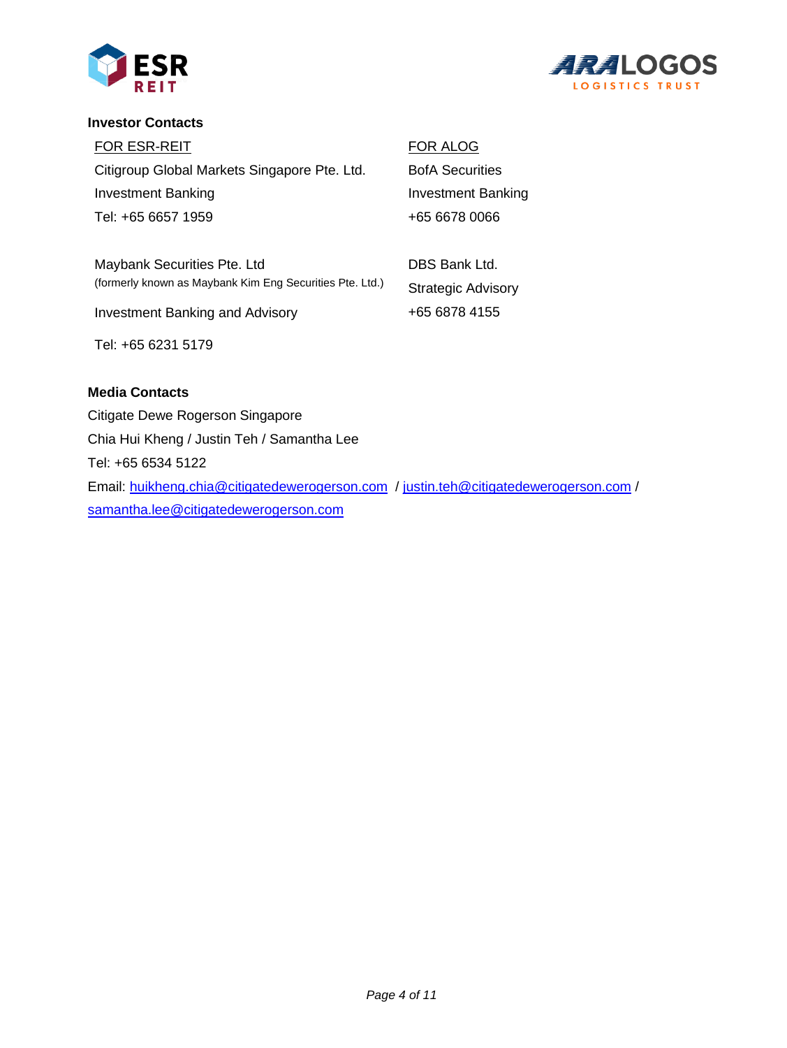**Investor Contacts**

FOR ESR-REIT

Citigroup Global Markets Singapore Pte. Ltd.
Investment Banking
Tel: +65 6657 1959

Maybank Securities Pte. Ltd
(formerly known as Maybank Kim Eng Securities Pte. Ltd.)
Investment Banking and Advisory
Tel: +65 6231 5179

FOR ALOG

BofA Securities
Investment Banking
+65 6678 0066

DBS Bank Ltd.
Strategic Advisory
+65 6878 4155

**Media Contacts**

Citigate Dewe Rogerson Singapore
Chia Hui Kheng / Justin Teh / Samantha Lee
Tel: +65 6534 5122
Email: huikheng.chia@citigatedewerogerson.com / justin.teh@citigatedewerogerson.com / samantha.lee@citigatedewerogerson.com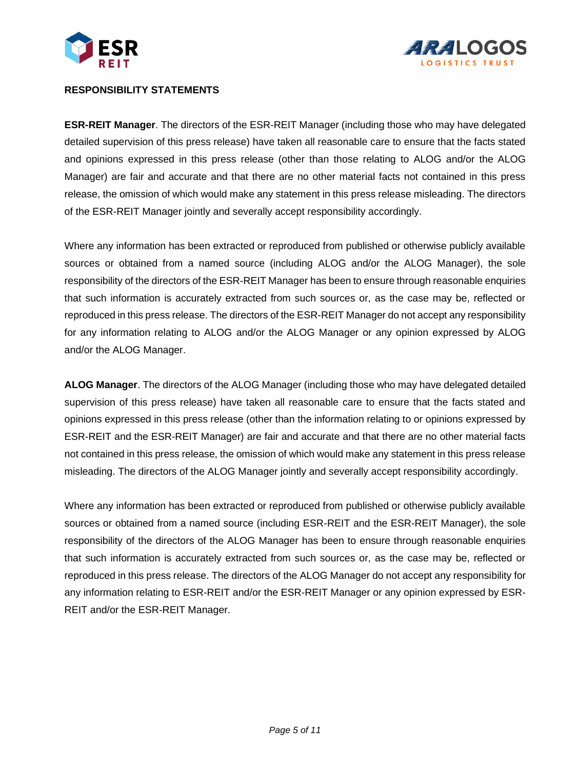**RESPONSIBILITY STATEMENTS**

**ESR-REIT Manager**. The directors of the ESR-REIT Manager (including those who may have delegated detailed supervision of this press release) have taken all reasonable care to ensure that the facts stated and opinions expressed in this press release (other than those relating to ALOG and/or the ALOG Manager) are fair and accurate and that there are no other material facts not contained in this press release, the omission of which would make any statement in this press release misleading. The directors of the ESR-REIT Manager jointly and severally accept responsibility accordingly.

Where any information has been extracted or reproduced from published or otherwise publicly available sources or obtained from a named source (including ALOG and/or the ALOG Manager), the sole responsibility of the directors of the ESR-REIT Manager has been to ensure through reasonable enquiries that such information is accurately extracted from such sources or, as the case may be, reflected or reproduced in this press release. The directors of the ESR-REIT Manager do not accept any responsibility for any information relating to ALOG and/or the ALOG Manager or any opinion expressed by ALOG and/or the ALOG Manager.

**ALOG Manager**. The directors of the ALOG Manager (including those who may have delegated detailed supervision of this press release) have taken all reasonable care to ensure that the facts stated and opinions expressed in this press release (other than the information relating to or opinions expressed by ESR-REIT and the ESR-REIT Manager) are fair and accurate and that there are no other material facts not contained in this press release, the omission of which would make any statement in this press release misleading. The directors of the ALOG Manager jointly and severally accept responsibility accordingly.

Where any information has been extracted or reproduced from published or otherwise publicly available sources or obtained from a named source (including ESR-REIT and the ESR-REIT Manager), the sole responsibility of the directors of the ALOG Manager has been to ensure through reasonable enquiries that such information is accurately extracted from such sources or, as the case may be, reflected or reproduced in this press release. The directors of the ALOG Manager do not accept any responsibility for any information relating to ESR-REIT and/or the ESR-REIT Manager or any opinion expressed by ESR-REIT and/or the ESR-REIT Manager.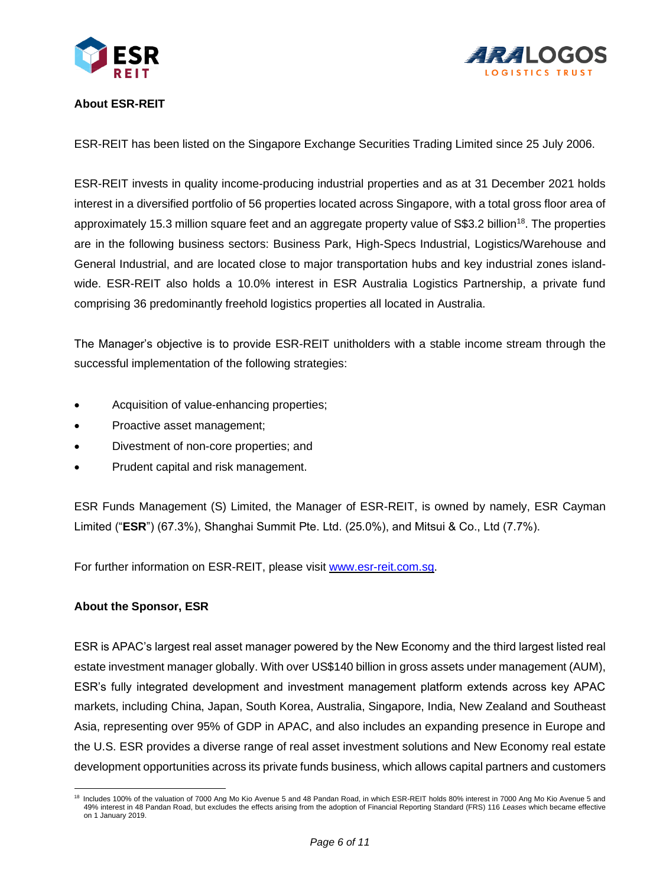**About ESR-REIT**

ESR-REIT has been listed on the Singapore Exchange Securities Trading Limited since 25 July 2006.

ESR-REIT invests in quality income-producing industrial properties and as at 31 December 2021 holds interest in a diversified portfolio of 56 properties located across Singapore, with a total gross floor area of approximately 15.3 million square feet and an aggregate property value of S$3.2 billion[18]. The properties are in the following business sectors: Business Park, High-Specs Industrial, Logistics/Warehouse and General Industrial, and are located close to major transportation hubs and key industrial zones island-wide. ESR-REIT also holds a 10.0% interest in ESR Australia Logistics Partnership, a private fund comprising 36 predominantly freehold logistics properties all located in Australia.

The Manager's objective is to provide ESR-REIT unitholders with a stable income stream through the successful implementation of the following strategies:

- Acquisition of value-enhancing properties;
- Proactive asset management;
- Divestment of non-core properties; and
- Prudent capital and risk management.

ESR Funds Management (S) Limited, the Manager of ESR-REIT, is owned by namely, ESR Cayman Limited ("**ESR**") (67.3%), Shanghai Summit Pte. Ltd. (25.0%), and Mitsui & Co., Ltd (7.7%).

For further information on ESR-REIT, please visit [www.esr-reit.com.sg](http://www.esr-reit.com.sg).

**About the Sponsor, ESR**

ESR is APAC's largest real asset manager powered by the New Economy and the third largest listed real estate investment manager globally. With over US$140 billion in gross assets under management (AUM), ESR's fully integrated development and investment management platform extends across key APAC markets, including China, Japan, South Korea, Australia, Singapore, India, New Zealand and Southeast Asia, representing over 95% of GDP in APAC, and also includes an expanding presence in Europe and the U.S. ESR provides a diverse range of real asset investment solutions and New Economy real estate development opportunities across its private funds business, which allows capital partners and customers

[18] Includes 100% of the valuation of 7000 Ang Mo Kio Avenue 5 and 48 Pandan Road, in which ESR-REIT holds 80% interest in 7000 Ang Mo Kio Avenue 5 and 49% interest in 48 Pandan Road, but excludes the effects arising from the adoption of Financial Reporting Standard (FRS) 116 *Leases* which became effective on 1 January 2019.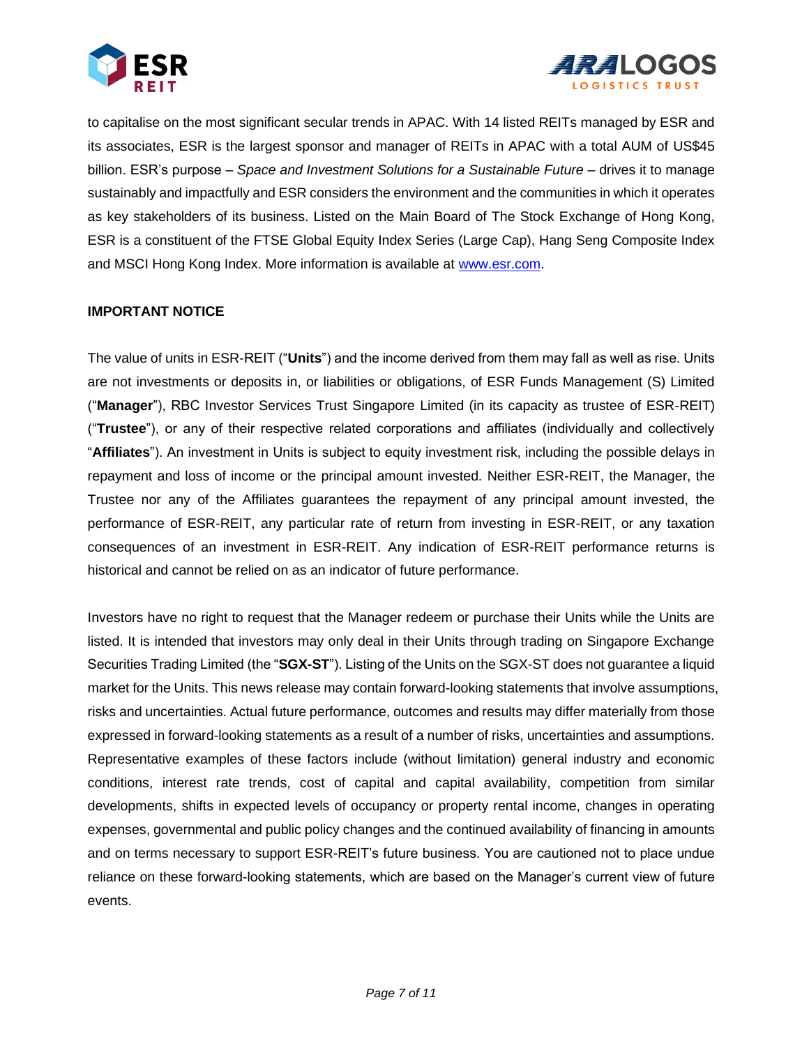to capitalise on the most significant secular trends in APAC. With 14 listed REITs managed by ESR and its associates, ESR is the largest sponsor and manager of REITs in APAC with a total AUM of US$45 billion. ESR's purpose – *Space and Investment Solutions for a Sustainable Future* – drives it to manage sustainably and impactfully and ESR considers the environment and the communities in which it operates as key stakeholders of its business. Listed on the Main Board of The Stock Exchange of Hong Kong, ESR is a constituent of the FTSE Global Equity Index Series (Large Cap), Hang Seng Composite Index and MSCI Hong Kong Index. More information is available at [www.esr.com](http://www.esr.com).

**IMPORTANT NOTICE**

The value of units in ESR-REIT ("**Units**") and the income derived from them may fall as well as rise. Units are not investments or deposits in, or liabilities or obligations, of ESR Funds Management (S) Limited ("**Manager**"), RBC Investor Services Trust Singapore Limited (in its capacity as trustee of ESR-REIT) ("**Trustee**"), or any of their respective related corporations and affiliates (individually and collectively "**Affiliates**"). An investment in Units is subject to equity investment risk, including the possible delays in repayment and loss of income or the principal amount invested. Neither ESR-REIT, the Manager, the Trustee nor any of the Affiliates guarantees the repayment of any principal amount invested, the performance of ESR-REIT, any particular rate of return from investing in ESR-REIT, or any taxation consequences of an investment in ESR-REIT. Any indication of ESR-REIT performance returns is historical and cannot be relied on as an indicator of future performance.

Investors have no right to request that the Manager redeem or purchase their Units while the Units are listed. It is intended that investors may only deal in their Units through trading on Singapore Exchange Securities Trading Limited (the "**SGX-ST**"). Listing of the Units on the SGX-ST does not guarantee a liquid market for the Units. This news release may contain forward-looking statements that involve assumptions, risks and uncertainties. Actual future performance, outcomes and results may differ materially from those expressed in forward-looking statements as a result of a number of risks, uncertainties and assumptions. Representative examples of these factors include (without limitation) general industry and economic conditions, interest rate trends, cost of capital and capital availability, competition from similar developments, shifts in expected levels of occupancy or property rental income, changes in operating expenses, governmental and public policy changes and the continued availability of financing in amounts and on terms necessary to support ESR-REIT's future business. You are cautioned not to place undue reliance on these forward-looking statements, which are based on the Manager's current view of future events.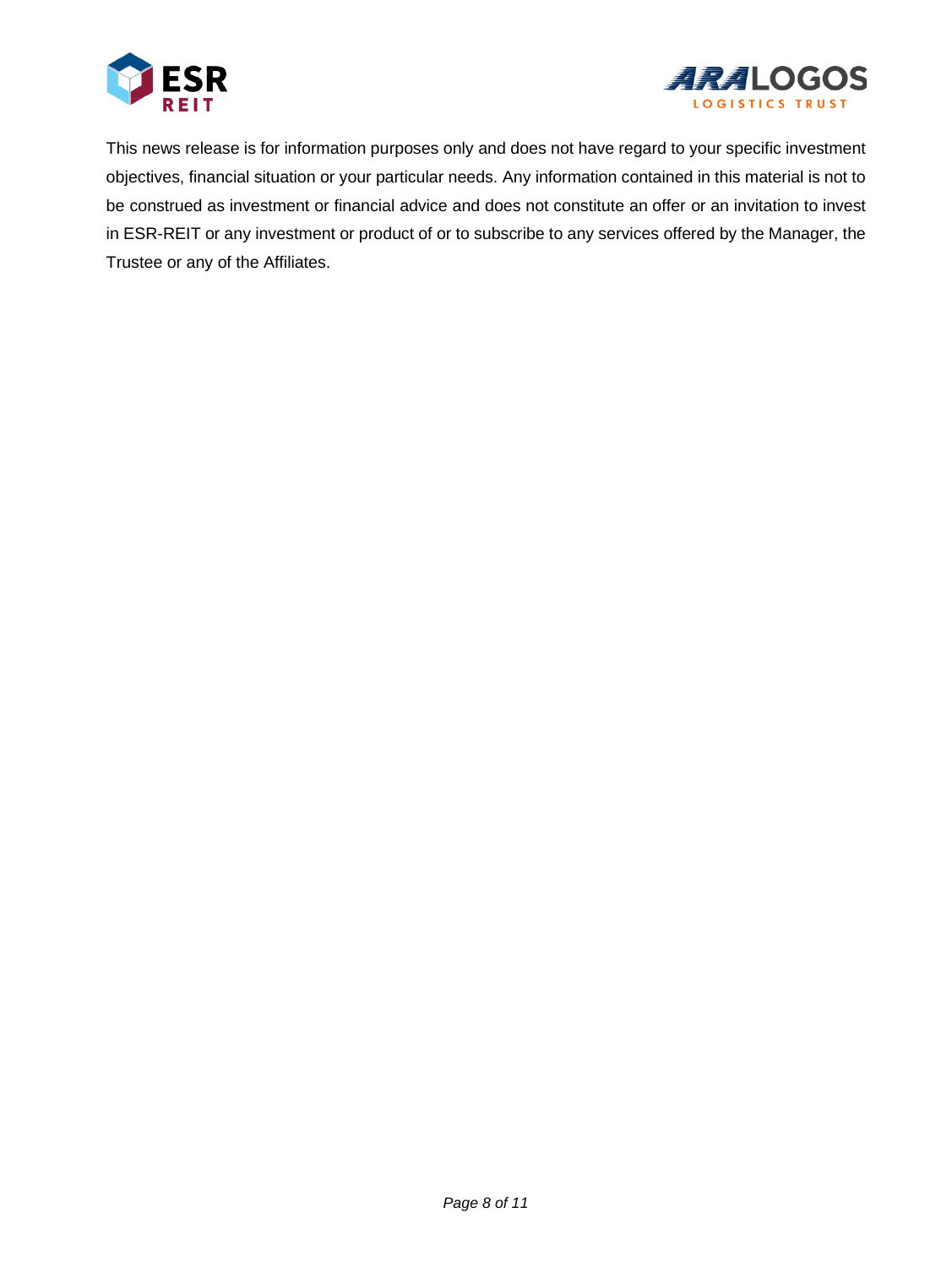This news release is for information purposes only and does not have regard to your specific investment objectives, financial situation or your particular needs. Any information contained in this material is not to be construed as investment or financial advice and does not constitute an offer or an invitation to invest in ESR-REIT or any investment or product of or to subscribe to any services offered by the Manager, the Trustee or any of the Affiliates.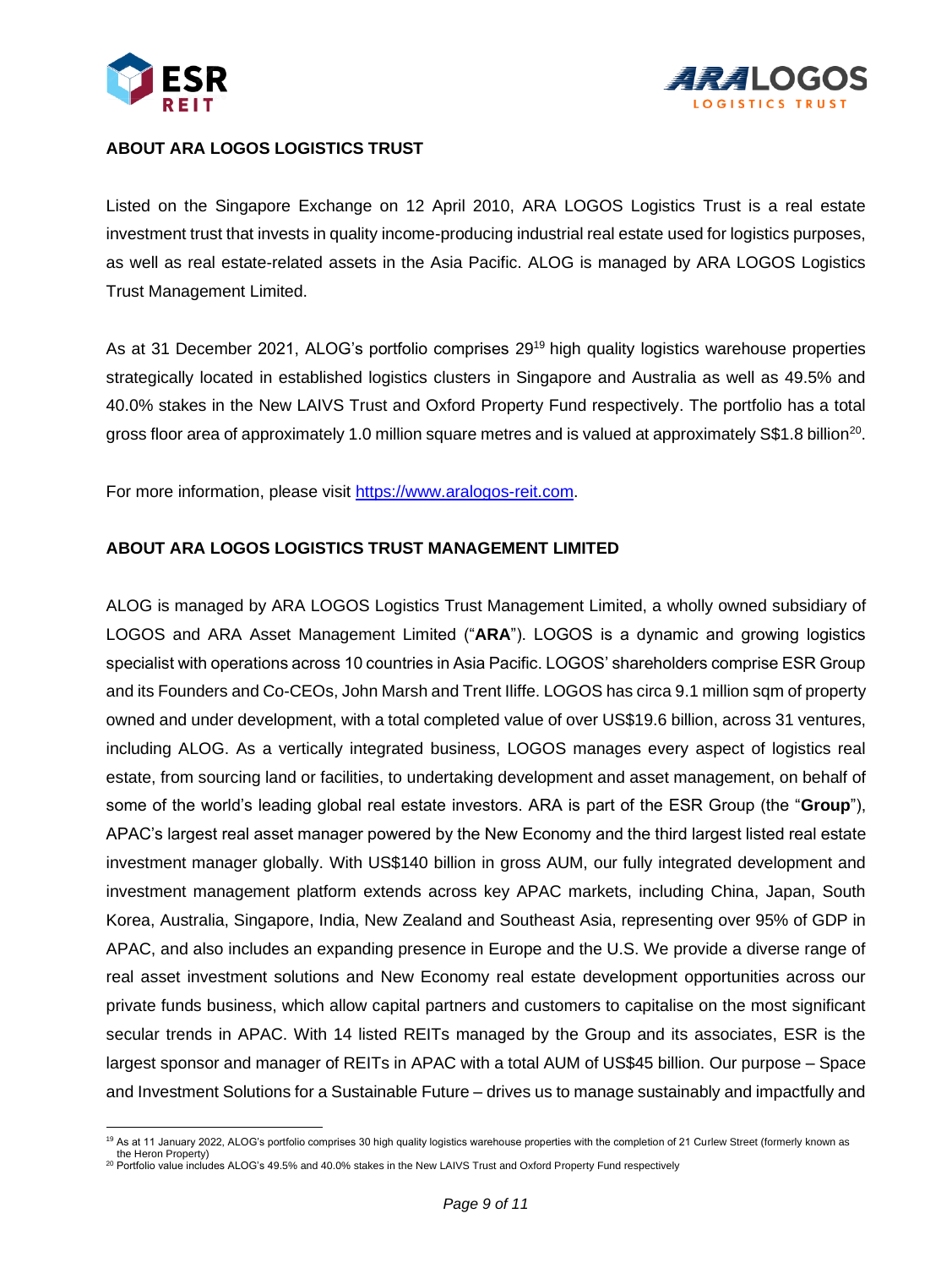## ABOUT ARA LOGOS LOGISTICS TRUST

Listed on the Singapore Exchange on 12 April 2010, ARA LOGOS Logistics Trust is a real estate investment trust that invests in quality income-producing industrial real estate used for logistics purposes, as well as real estate-related assets in the Asia Pacific. ALOG is managed by ARA LOGOS Logistics Trust Management Limited.

As at 31 December 2021, ALOG's portfolio comprises 29[19] high quality logistics warehouse properties strategically located in established logistics clusters in Singapore and Australia as well as 49.5% and 40.0% stakes in the New LAIVS Trust and Oxford Property Fund respectively. The portfolio has a total gross floor area of approximately 1.0 million square metres and is valued at approximately S$1.8 billion[20].

For more information, please visit [https://www.aralogos-reit.com](https://www.aralogos-reit.com).

## ABOUT ARA LOGOS LOGISTICS TRUST MANAGEMENT LIMITED

ALOG is managed by ARA LOGOS Logistics Trust Management Limited, a wholly owned subsidiary of LOGOS and ARA Asset Management Limited ("**ARA**"). LOGOS is a dynamic and growing logistics specialist with operations across 10 countries in Asia Pacific. LOGOS' shareholders comprise ESR Group and its Founders and Co-CEOs, John Marsh and Trent Iliffe. LOGOS has circa 9.1 million sqm of property owned and under development, with a total completed value of over US$19.6 billion, across 31 ventures, including ALOG. As a vertically integrated business, LOGOS manages every aspect of logistics real estate, from sourcing land or facilities, to undertaking development and asset management, on behalf of some of the world's leading global real estate investors. ARA is part of the ESR Group (the "**Group**"), APAC's largest real asset manager powered by the New Economy and the third largest listed real estate investment manager globally. With US$140 billion in gross AUM, our fully integrated development and investment management platform extends across key APAC markets, including China, Japan, South Korea, Australia, Singapore, India, New Zealand and Southeast Asia, representing over 95% of GDP in APAC, and also includes an expanding presence in Europe and the U.S. We provide a diverse range of real asset investment solutions and New Economy real estate development opportunities across our private funds business, which allow capital partners and customers to capitalise on the most significant secular trends in APAC. With 14 listed REITs managed by the Group and its associates, ESR is the largest sponsor and manager of REITs in APAC with a total AUM of US$45 billion. Our purpose – Space and Investment Solutions for a Sustainable Future – drives us to manage sustainably and impactfully and

---

[19] As at 11 January 2022, ALOG's portfolio comprises 30 high quality logistics warehouse properties with the completion of 21 Curlew Street (formerly known as the Heron Property)

[20] Portfolio value includes ALOG's 49.5% and 40.0% stakes in the New LAIVS Trust and Oxford Property Fund respectively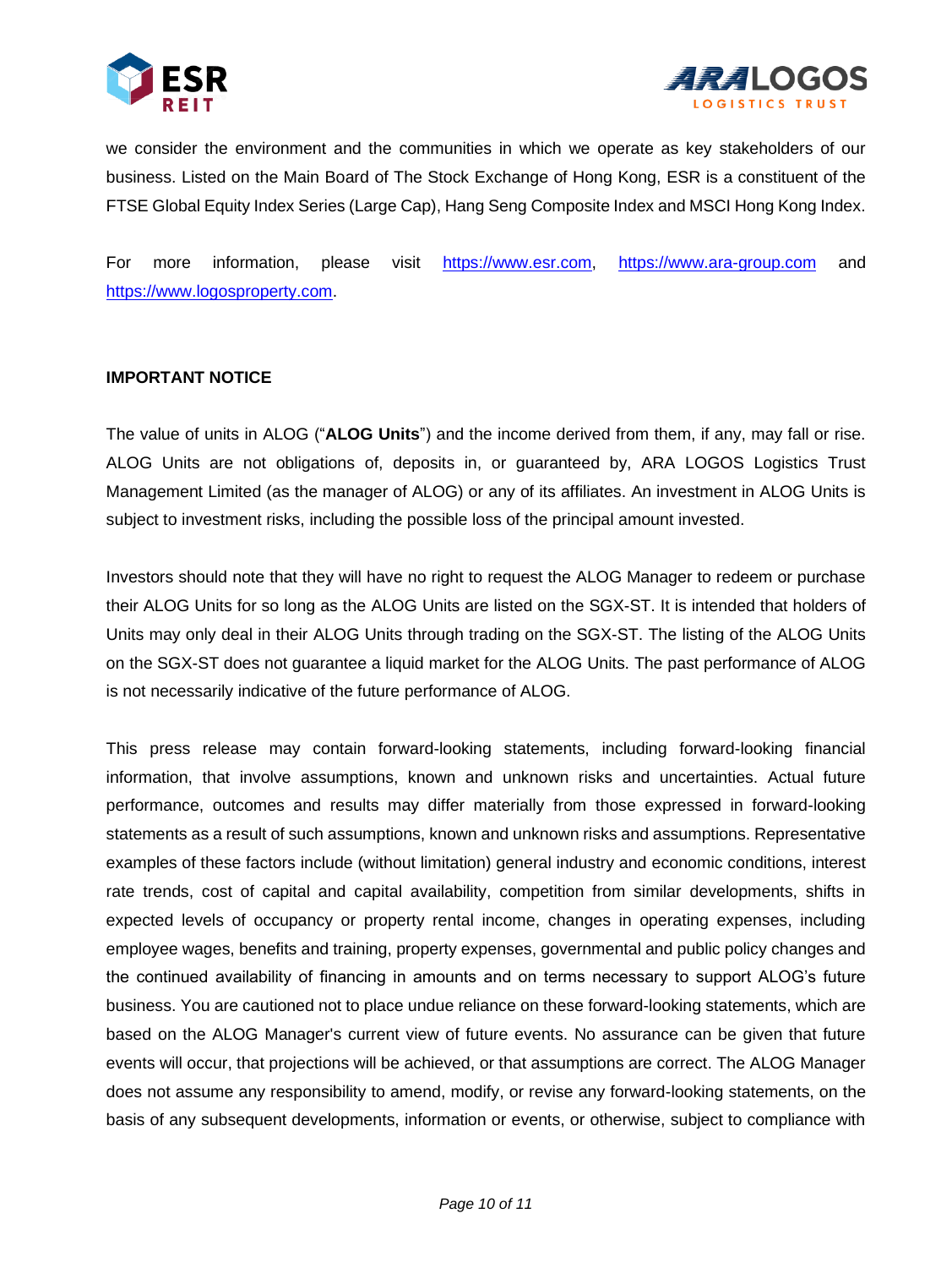we consider the environment and the communities in which we operate as key stakeholders of our business. Listed on the Main Board of The Stock Exchange of Hong Kong, ESR is a constituent of the FTSE Global Equity Index Series (Large Cap), Hang Seng Composite Index and MSCI Hong Kong Index.

For more information, please visit https://www.esr.com, https://www.ara-group.com and https://www.logosproperty.com.

**IMPORTANT NOTICE**

The value of units in ALOG ("**ALOG Units**") and the income derived from them, if any, may fall or rise. ALOG Units are not obligations of, deposits in, or guaranteed by, ARA LOGOS Logistics Trust Management Limited (as the manager of ALOG) or any of its affiliates. An investment in ALOG Units is subject to investment risks, including the possible loss of the principal amount invested.

Investors should note that they will have no right to request the ALOG Manager to redeem or purchase their ALOG Units for so long as the ALOG Units are listed on the SGX-ST. It is intended that holders of Units may only deal in their ALOG Units through trading on the SGX-ST. The listing of the ALOG Units on the SGX-ST does not guarantee a liquid market for the ALOG Units. The past performance of ALOG is not necessarily indicative of the future performance of ALOG.

This press release may contain forward-looking statements, including forward-looking financial information, that involve assumptions, known and unknown risks and uncertainties. Actual future performance, outcomes and results may differ materially from those expressed in forward-looking statements as a result of such assumptions, known and unknown risks and assumptions. Representative examples of these factors include (without limitation) general industry and economic conditions, interest rate trends, cost of capital and capital availability, competition from similar developments, shifts in expected levels of occupancy or property rental income, changes in operating expenses, including employee wages, benefits and training, property expenses, governmental and public policy changes and the continued availability of financing in amounts and on terms necessary to support ALOG's future business. You are cautioned not to place undue reliance on these forward-looking statements, which are based on the ALOG Manager's current view of future events. No assurance can be given that future events will occur, that projections will be achieved, or that assumptions are correct. The ALOG Manager does not assume any responsibility to amend, modify, or revise any forward-looking statements, on the basis of any subsequent developments, information or events, or otherwise, subject to compliance with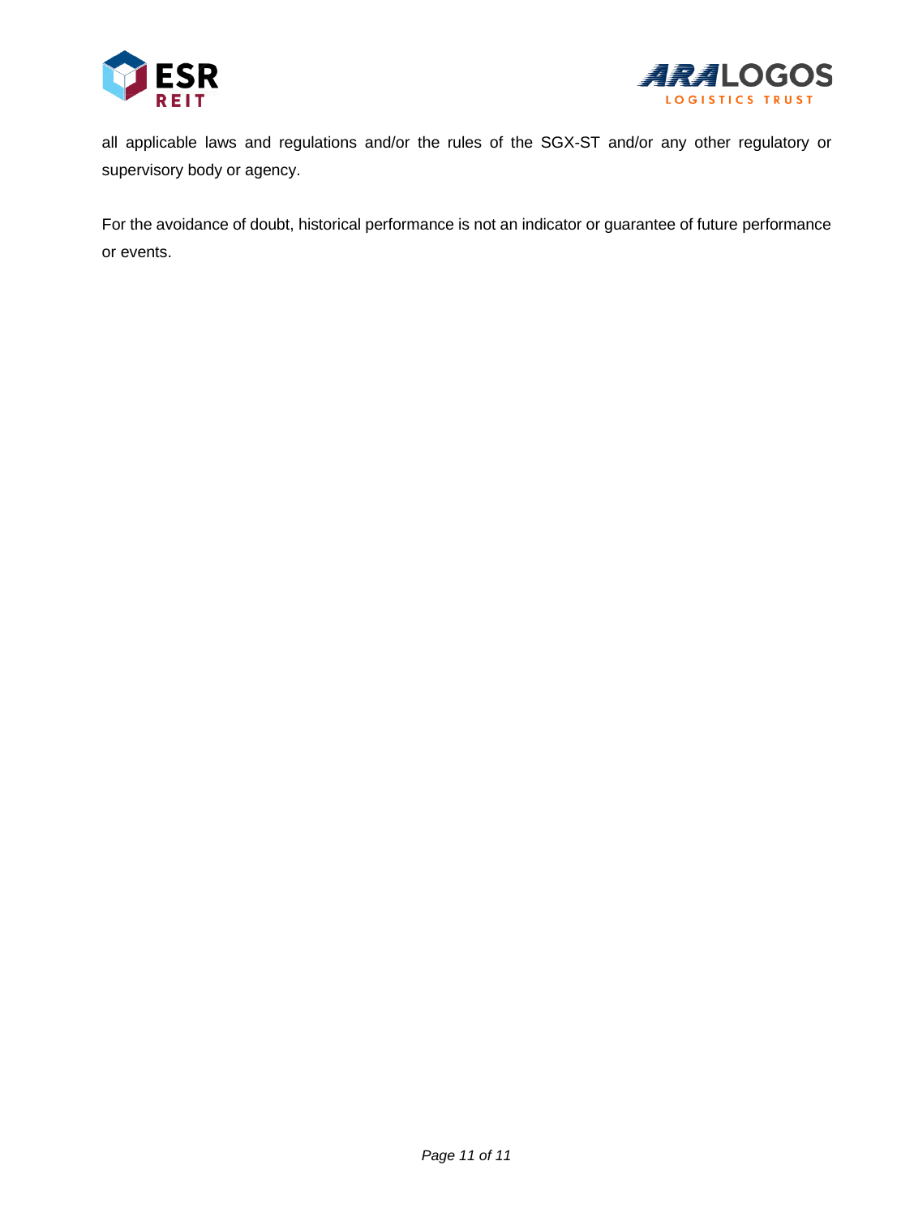all applicable laws and regulations and/or the rules of the SGX-ST and/or any other regulatory or supervisory body or agency.

For the avoidance of doubt, historical performance is not an indicator or guarantee of future performance or events.